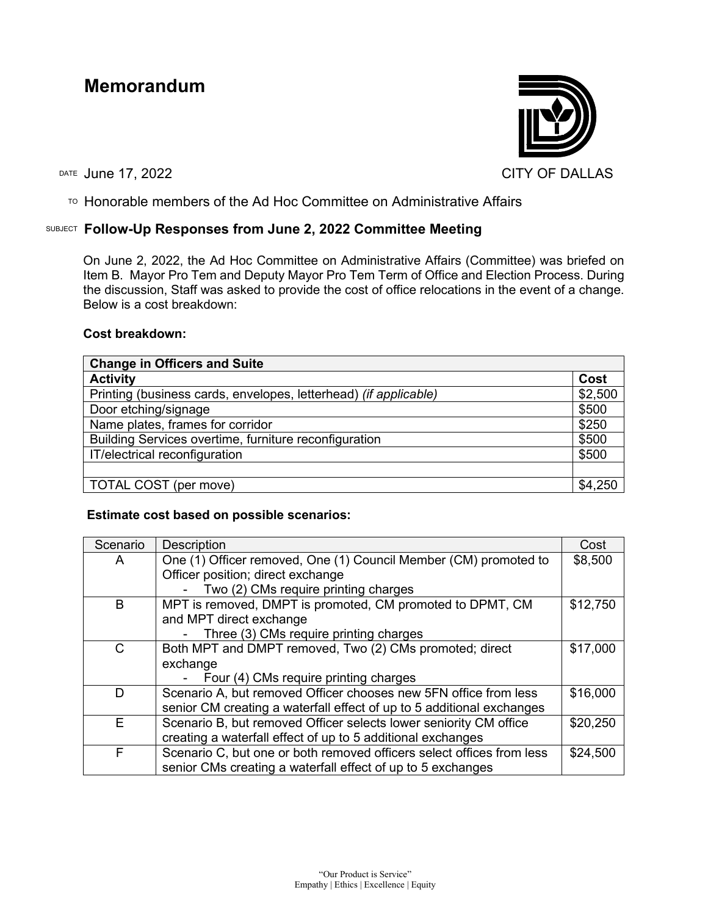# Memorandum

CITY OF DALLAS

DATE June 17, 2022

TO Honorable members of the Ad Hoc Committee on Administrative Affairs

SUBJECT **Follow-Up Responses from June 2, 2022 Committee Meeting**

On June 2, 2022, the Ad Hoc Committee on Administrative Affairs (Committee) was briefed on Item B. Mayor Pro Tem and Deputy Mayor Pro Tem Term of Office and Election Process. During the discussion, Staff was asked to provide the cost of office relocations in the event of a change. Below is a cost breakdown:

**Cost breakdown:**

| **Change in Officers and Suite** | |
|---|---|
| **Activity** | **Cost** |
| Printing (business cards, envelopes, letterhead) *(if applicable)* | $2,500 |
| Door etching/signage | $500 |
| Name plates, frames for corridor | $250 |
| Building Services overtime, furniture reconfiguration | $500 |
| IT/electrical reconfiguration | $500 |
| | |
| TOTAL COST (per move) | $4,250 |

**Estimate cost based on possible scenarios:**

| Scenario | Description | Cost |
|---|---|---|
| A | One (1) Officer removed, One (1) Council Member (CM) promoted to Officer position; direct exchange<br>- Two (2) CMs require printing charges | $8,500 |
| B | MPT is removed, DMPT is promoted, CM promoted to DPMT, CM and MPT direct exchange<br>- Three (3) CMs require printing charges | $12,750 |
| C | Both MPT and DMPT removed, Two (2) CMs promoted; direct exchange<br>- Four (4) CMs require printing charges | $17,000 |
| D | Scenario A, but removed Officer chooses new 5FN office from less senior CM creating a waterfall effect of up to 5 additional exchanges | $16,000 |
| E | Scenario B, but removed Officer selects lower seniority CM office creating a waterfall effect of up to 5 additional exchanges | $20,250 |
| F | Scenario C, but one or both removed officers select offices from less senior CMs creating a waterfall effect of up to 5 exchanges | $24,500 |

"Our Product is Service"
Empathy | Ethics | Excellence | Equity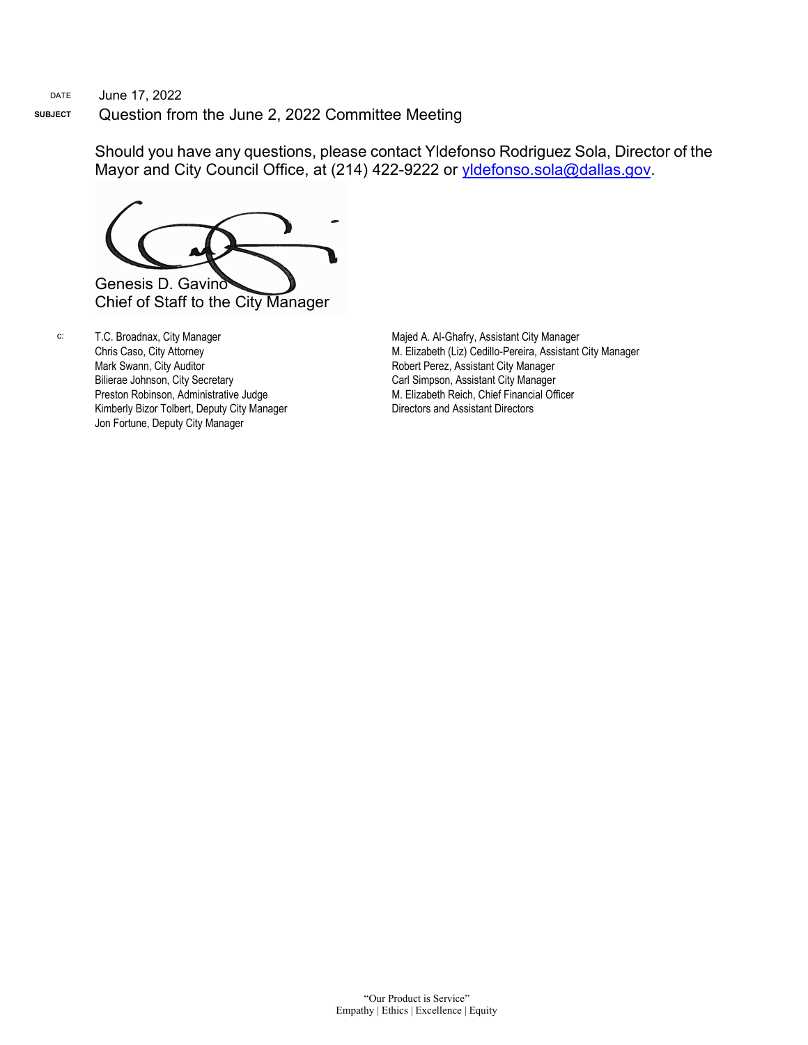DATE June 17, 2022

SUBJECT Question from the June 2, 2022 Committee Meeting

Should you have any questions, please contact Yldefonso Rodriguez Sola, Director of the Mayor and City Council Office, at (214) 422-9222 or [yldefonso.sola@dallas.gov](mailto:yldefonso.sola@dallas.gov).

Genesis D. Gavino
Chief of Staff to the City Manager

c:
T.C. Broadnax, City Manager
Chris Caso, City Attorney
Mark Swann, City Auditor
Bilierae Johnson, City Secretary
Preston Robinson, Administrative Judge
Kimberly Bizor Tolbert, Deputy City Manager
Jon Fortune, Deputy City Manager
Majed A. Al-Ghafry, Assistant City Manager
M. Elizabeth (Liz) Cedillo-Pereira, Assistant City Manager
Robert Perez, Assistant City Manager
Carl Simpson, Assistant City Manager
M. Elizabeth Reich, Chief Financial Officer
Directors and Assistant Directors

"Our Product is Service"
Empathy | Ethics | Excellence | Equity